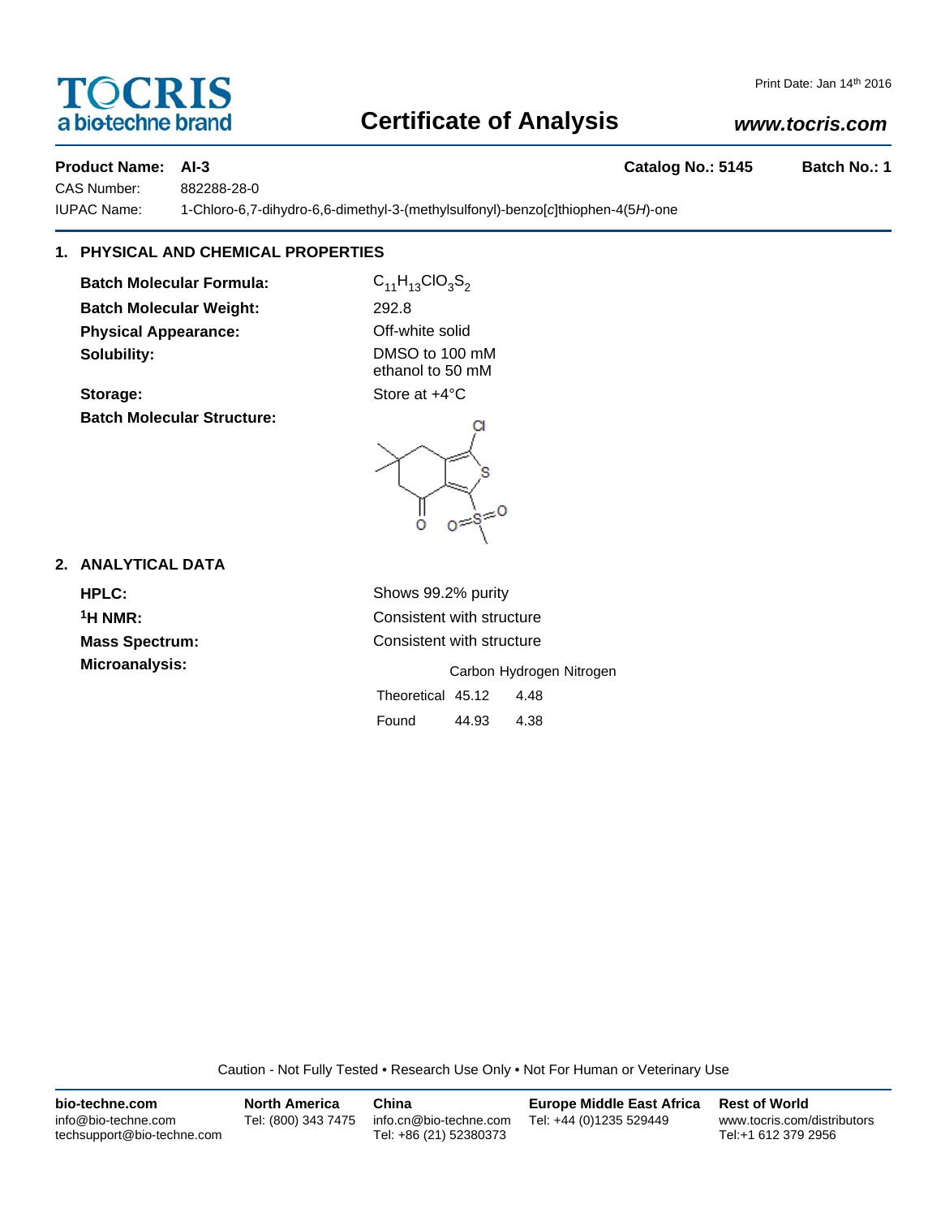TOCRIS
a biotechne brand

Print Date: Jan 14th 2016

# Certificate of Analysis

*www.tocris.com*

**Product Name: AI-3** **Catalog No.: 5145** **Batch No.: 1**

CAS Number: 882288-28-0

IUPAC Name: 1-Chloro-6,7-dihydro-6,6-dimethyl-3-(methylsulfonyl)-benzo[*c*]thiophen-4(5*H*)-one

## 1. PHYSICAL AND CHEMICAL PROPERTIES

**Batch Molecular Formula:** $C_{11}H_{13}ClO_3S_2$

**Batch Molecular Weight:** 292.8

**Physical Appearance:** Off-white solid

**Solubility:** DMSO to 100 mM
ethanol to 50 mM

**Storage:** Store at +4°C

**Batch Molecular Structure:**

## 2. ANALYTICAL DATA

**HPLC:** Shows 99.2% purity

**$^1$H NMR:** Consistent with structure

**Mass Spectrum:** Consistent with structure

**Microanalysis:**

| | Carbon | Hydrogen | Nitrogen |
|---|---|---|---|
| Theoretical | 45.12 | 4.48 | |
| Found | 44.93 | 4.38 | |

Caution - Not Fully Tested • Research Use Only • Not For Human or Veterinary Use

**bio-techne.com**
info@bio-techne.com
techsupport@bio-techne.com

**North America**
Tel: (800) 343 7475

**China**
info.cn@bio-techne.com
Tel: +86 (21) 52380373

**Europe Middle East Africa**
Tel: +44 (0)1235 529449

**Rest of World**
www.tocris.com/distributors
Tel:+1 612 379 2956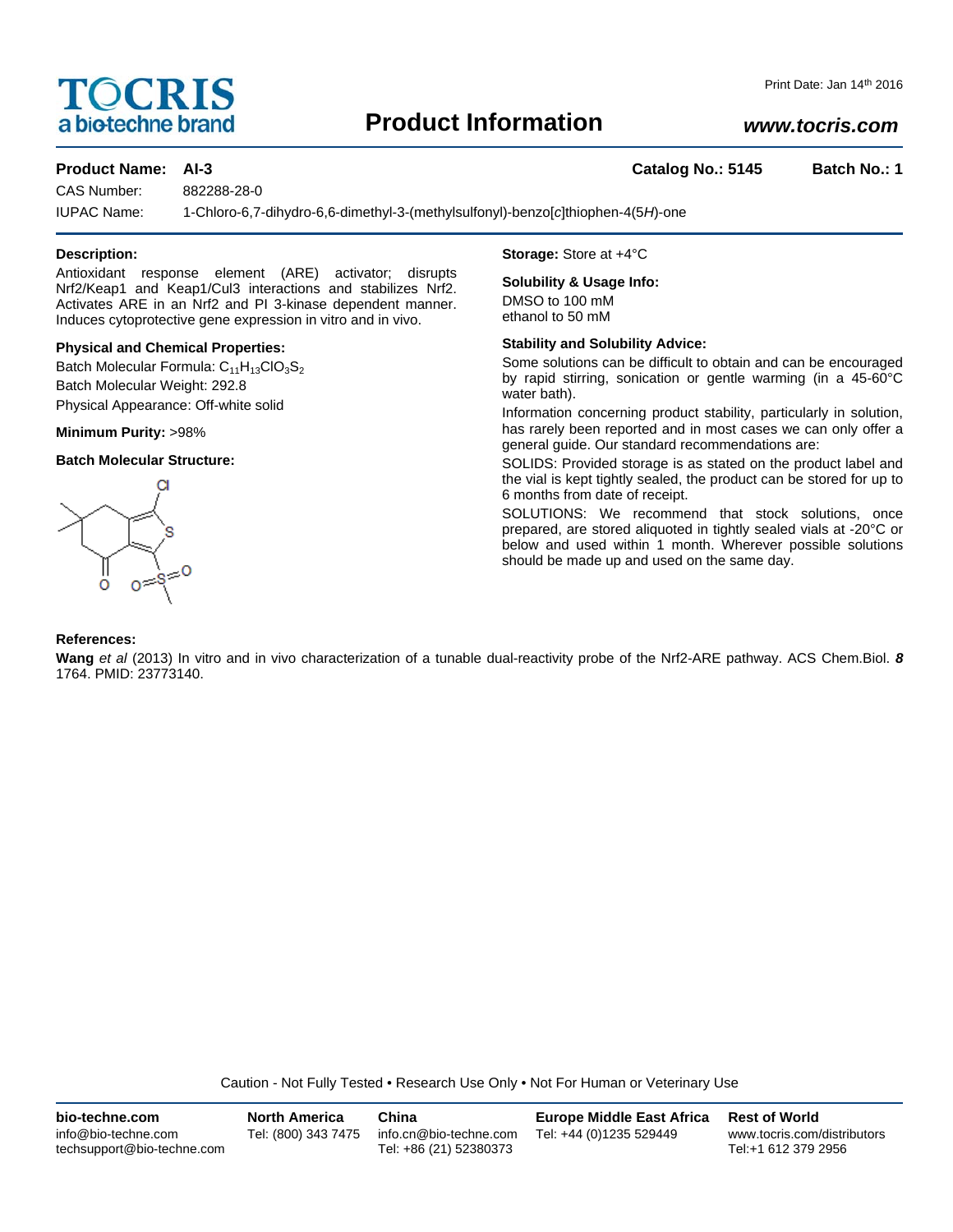# TOCRIS
a biotechne brand

Print Date: Jan 14th 2016

## Product Information

***www.tocris.com***

**Product Name: AI-3** **Catalog No.: 5145** **Batch No.: 1**

CAS Number: 882288-28-0

IUPAC Name: 1-Chloro-6,7-dihydro-6,6-dimethyl-3-(methylsulfonyl)-benzo[*c*]thiophen-4(5*H*)-one

### Description:

Antioxidant response element (ARE) activator; disrupts Nrf2/Keap1 and Keap1/Cul3 interactions and stabilizes Nrf2. Activates ARE in an Nrf2 and PI 3-kinase dependent manner. Induces cytoprotective gene expression in vitro and in vivo.

### Physical and Chemical Properties:

Batch Molecular Formula: $C_{11}H_{13}ClO_3S_2$

Batch Molecular Weight: 292.8

Physical Appearance: Off-white solid

**Minimum Purity:** >98%

### Batch Molecular Structure:

Cl
S
O
O=S=O

**Storage:** Store at +4°C

### Solubility & Usage Info:

DMSO to 100 mM
ethanol to 50 mM

### Stability and Solubility Advice:

Some solutions can be difficult to obtain and can be encouraged by rapid stirring, sonication or gentle warming (in a 45-60°C water bath).

Information concerning product stability, particularly in solution, has rarely been reported and in most cases we can only offer a general guide. Our standard recommendations are:

SOLIDS: Provided storage is as stated on the product label and the vial is kept tightly sealed, the product can be stored for up to 6 months from date of receipt.

SOLUTIONS: We recommend that stock solutions, once prepared, are stored aliquoted in tightly sealed vials at -20°C or below and used within 1 month. Wherever possible solutions should be made up and used on the same day.

### References:

**Wang** *et al* (2013) In vitro and in vivo characterization of a tunable dual-reactivity probe of the Nrf2-ARE pathway. ACS Chem.Biol. ***8*** 1764. PMID: 23773140.

Caution - Not Fully Tested • Research Use Only • Not For Human or Veterinary Use

**bio-techne.com**
info@bio-techne.com
techsupport@bio-techne.com

**North America**
Tel: (800) 343 7475

**China**
info.cn@bio-techne.com
Tel: +86 (21) 52380373

**Europe Middle East Africa**
Tel: +44 (0)1235 529449

**Rest of World**
www.tocris.com/distributors
Tel:+1 612 379 2956